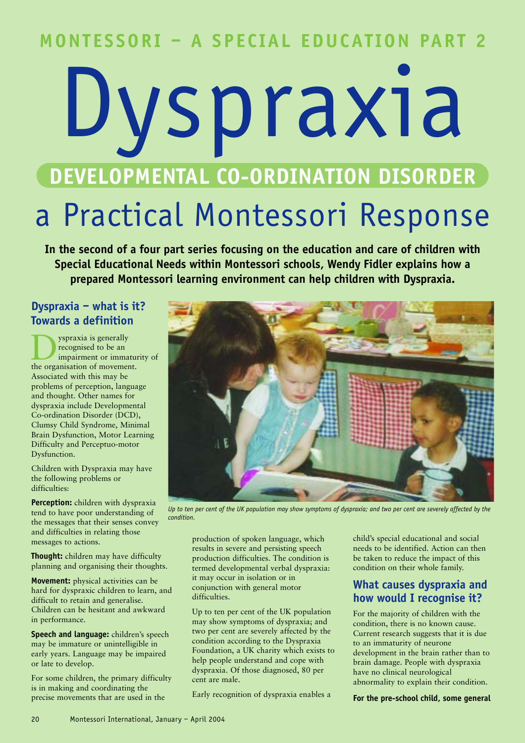MONTESSORI – A SPECIAL EDUCATION PART 2

# Dyspraxia

## DEVELOPMENTAL CO-ORDINATION DISORDER

# a Practical Montessori Response

**In the second of a four part series focusing on the education and care of children with Special Educational Needs within Montessori schools, Wendy Fidler explains how a prepared Montessori learning environment can help children with Dyspraxia.**

### Dyspraxia – what is it? Towards a definition

Dyspraxia is generally recognised to be an impairment or immaturity of the organisation of movement. Associated with this may be problems of perception, language and thought. Other names for dyspraxia include Developmental Co-ordination Disorder (DCD), Clumsy Child Syndrome, Minimal Brain Dysfunction, Motor Learning Difficulty and Perceptuo-motor Dysfunction.

Children with Dyspraxia may have the following problems or difficulties:

**Perception:** children with dyspraxia tend to have poor understanding of the messages that their senses convey and difficulties in relating those messages to actions.

**Thought:** children may have difficulty planning and organising their thoughts.

**Movement:** physical activities can be hard for dyspraxic children to learn, and difficult to retain and generalise. Children can be hesitant and awkward in performance.

**Speech and language:** children's speech may be immature or unintelligible in early years. Language may be impaired or late to develop.

For some children, the primary difficulty is in making and coordinating the precise movements that are used in the production of spoken language, which results in severe and persisting speech production difficulties. The condition is termed developmental verbal dyspraxia: it may occur in isolation or in conjunction with general motor difficulties.

*Up to ten per cent of the UK population may show symptoms of dyspraxia; and two per cent are severely affected by the condition.*

Up to ten per cent of the UK population may show symptoms of dyspraxia; and two per cent are severely affected by the condition according to the Dyspraxia Foundation, a UK charity which exists to help people understand and cope with dyspraxia. Of those diagnosed, 80 per cent are male.

Early recognition of dyspraxia enables a child's special educational and social needs to be identified. Action can then be taken to reduce the impact of this condition on their whole family.

### What causes dyspraxia and how would I recognise it?

For the majority of children with the condition, there is no known cause. Current research suggests that it is due to an immaturity of neurone development in the brain rather than to brain damage. People with dyspraxia have no clinical neurological abnormality to explain their condition.

**For the pre-school child, some general**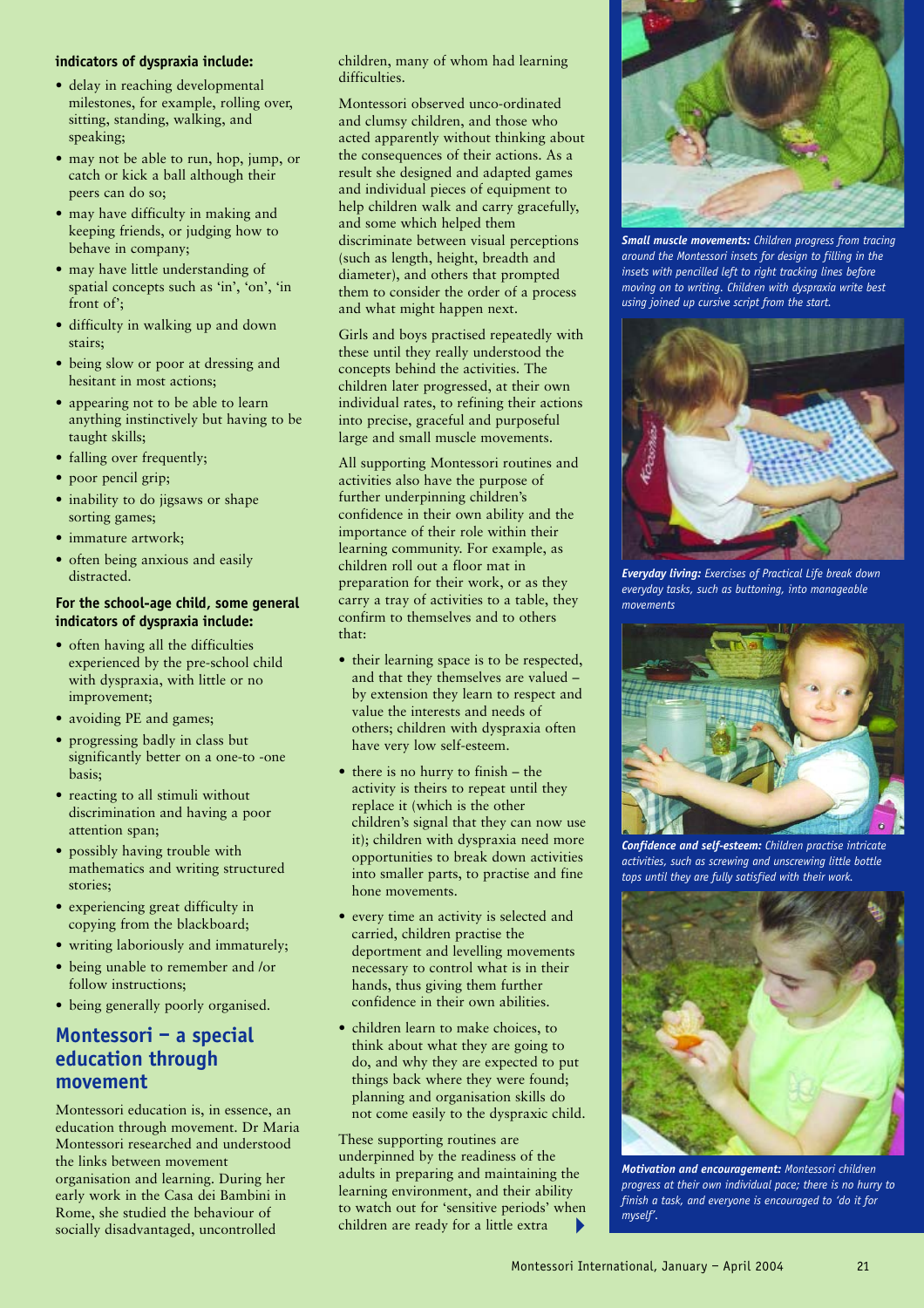**indicators of dyspraxia include:**

- delay in reaching developmental milestones, for example, rolling over, sitting, standing, walking, and speaking;
- may not be able to run, hop, jump, or catch or kick a ball although their peers can do so;
- may have difficulty in making and keeping friends, or judging how to behave in company;
- may have little understanding of spatial concepts such as 'in', 'on', 'in front of';
- difficulty in walking up and down stairs;
- being slow or poor at dressing and hesitant in most actions;
- appearing not to be able to learn anything instinctively but having to be taught skills;
- falling over frequently;
- poor pencil grip;
- inability to do jigsaws or shape sorting games;
- immature artwork;
- often being anxious and easily distracted.

**For the school-age child, some general indicators of dyspraxia include:**

- often having all the difficulties experienced by the pre-school child with dyspraxia, with little or no improvement;
- avoiding PE and games;
- progressing badly in class but significantly better on a one-to -one basis;
- reacting to all stimuli without discrimination and having a poor attention span;
- possibly having trouble with mathematics and writing structured stories;
- experiencing great difficulty in copying from the blackboard;
- writing laboriously and immaturely;
- being unable to remember and /or follow instructions;
- being generally poorly organised.

## Montessori – a special education through movement

Montessori education is, in essence, an education through movement. Dr Maria Montessori researched and understood the links between movement organisation and learning. During her early work in the Casa dei Bambini in Rome, she studied the behaviour of socially disadvantaged, uncontrolled children, many of whom had learning difficulties.

Montessori observed unco-ordinated and clumsy children, and those who acted apparently without thinking about the consequences of their actions. As a result she designed and adapted games and individual pieces of equipment to help children walk and carry gracefully, and some which helped them discriminate between visual perceptions (such as length, height, breadth and diameter), and others that prompted them to consider the order of a process and what might happen next.

Girls and boys practised repeatedly with these until they really understood the concepts behind the activities. The children later progressed, at their own individual rates, to refining their actions into precise, graceful and purposeful large and small muscle movements.

All supporting Montessori routines and activities also have the purpose of further underpinning children's confidence in their own ability and the importance of their role within their learning community. For example, as children roll out a floor mat in preparation for their work, or as they carry a tray of activities to a table, they confirm to themselves and to others that:

- their learning space is to be respected, and that they themselves are valued – by extension they learn to respect and value the interests and needs of others; children with dyspraxia often have very low self-esteem.
- there is no hurry to finish – the activity is theirs to repeat until they replace it (which is the other children's signal that they can now use it); children with dyspraxia need more opportunities to break down activities into smaller parts, to practise and fine hone movements.
- every time an activity is selected and carried, children practise the deportment and levelling movements necessary to control what is in their hands, thus giving them further confidence in their own abilities.
- children learn to make choices, to think about what they are going to do, and why they are expected to put things back where they were found; planning and organisation skills do not come easily to the dyspraxic child.

These supporting routines are underpinned by the readiness of the adults in preparing and maintaining the learning environment, and their ability to watch out for 'sensitive periods' when children are ready for a little extra

***Small muscle movements:*** *Children progress from tracing around the Montessori insets for design to filling in the insets with pencilled left to right tracking lines before moving on to writing. Children with dyspraxia write best using joined up cursive script from the start.*

***Everyday living:*** *Exercises of Practical Life break down everyday tasks, such as buttoning, into manageable movements*

***Confidence and self-esteem:*** *Children practise intricate activities, such as screwing and unscrewing little bottle tops until they are fully satisfied with their work.*

***Motivation and encouragement:*** *Montessori children progress at their own individual pace; there is no hurry to finish a task, and everyone is encouraged to 'do it for myself'.*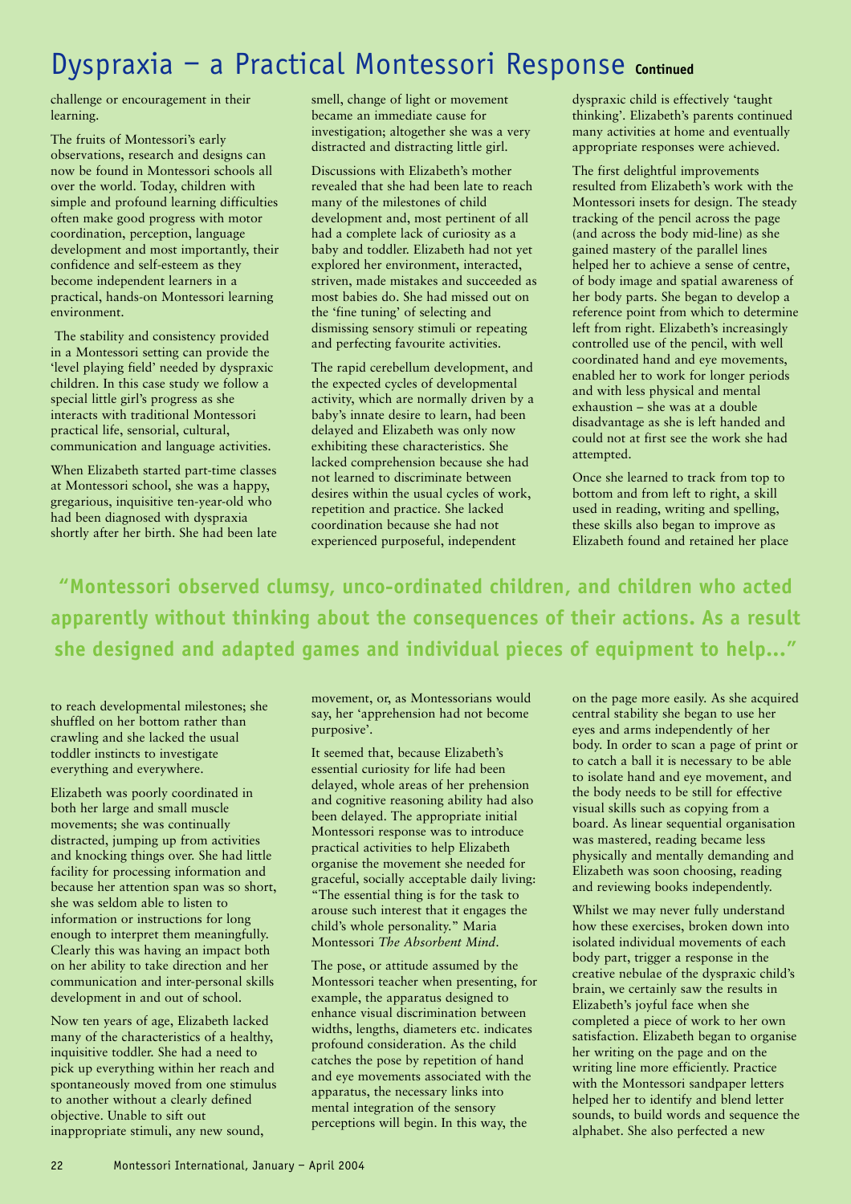# Dyspraxia – a Practical Montessori Response **Continued**

challenge or encouragement in their learning.

The fruits of Montessori's early observations, research and designs can now be found in Montessori schools all over the world. Today, children with simple and profound learning difficulties often make good progress with motor coordination, perception, language development and most importantly, their confidence and self-esteem as they become independent learners in a practical, hands-on Montessori learning environment.

The stability and consistency provided in a Montessori setting can provide the 'level playing field' needed by dyspraxic children. In this case study we follow a special little girl's progress as she interacts with traditional Montessori practical life, sensorial, cultural, communication and language activities.

When Elizabeth started part-time classes at Montessori school, she was a happy, gregarious, inquisitive ten-year-old who had been diagnosed with dyspraxia shortly after her birth. She had been late to reach developmental milestones; she shuffled on her bottom rather than crawling and she lacked the usual toddler instincts to investigate everything and everywhere.

Elizabeth was poorly coordinated in both her large and small muscle movements; she was continually distracted, jumping up from activities and knocking things over. She had little facility for processing information and because her attention span was so short, she was seldom able to listen to information or instructions for long enough to interpret them meaningfully. Clearly this was having an impact both on her ability to take direction and her communication and inter-personal skills development in and out of school.

Now ten years of age, Elizabeth lacked many of the characteristics of a healthy, inquisitive toddler. She had a need to pick up everything within her reach and spontaneously moved from one stimulus to another without a clearly defined objective. Unable to sift out inappropriate stimuli, any new sound, smell, change of light or movement became an immediate cause for investigation; altogether she was a very distracted and distracting little girl.

Discussions with Elizabeth's mother revealed that she had been late to reach many of the milestones of child development and, most pertinent of all had a complete lack of curiosity as a baby and toddler. Elizabeth had not yet explored her environment, interacted, striven, made mistakes and succeeded as most babies do. She had missed out on the 'fine tuning' of selecting and dismissing sensory stimuli or repeating and perfecting favourite activities.

The rapid cerebellum development, and the expected cycles of developmental activity, which are normally driven by a baby's innate desire to learn, had been delayed and Elizabeth was only now exhibiting these characteristics. She lacked comprehension because she had not learned to discriminate between desires within the usual cycles of work, repetition and practice. She lacked coordination because she had not experienced purposeful, independent movement, or, as Montessorians would say, her 'apprehension had not become purposive'.

It seemed that, because Elizabeth's essential curiosity for life had been delayed, whole areas of her prehension and cognitive reasoning ability had also been delayed. The appropriate initial Montessori response was to introduce practical activities to help Elizabeth organise the movement she needed for graceful, socially acceptable daily living: "The essential thing is for the task to arouse such interest that it engages the child's whole personality." Maria Montessori *The Absorbent Mind*.

The pose, or attitude assumed by the Montessori teacher when presenting, for example, the apparatus designed to enhance visual discrimination between widths, lengths, diameters etc. indicates profound consideration. As the child catches the pose by repetition of hand and eye movements associated with the apparatus, the necessary links into mental integration of the sensory perceptions will begin. In this way, the dyspraxic child is effectively 'taught thinking'. Elizabeth's parents continued many activities at home and eventually appropriate responses were achieved.

The first delightful improvements resulted from Elizabeth's work with the Montessori insets for design. The steady tracking of the pencil across the page (and across the body mid-line) as she gained mastery of the parallel lines helped her to achieve a sense of centre, of body image and spatial awareness of her body parts. She began to develop a reference point from which to determine left from right. Elizabeth's increasingly controlled use of the pencil, with well coordinated hand and eye movements, enabled her to work for longer periods and with less physical and mental exhaustion – she was at a double disadvantage as she is left handed and could not at first see the work she had attempted.

Once she learned to track from top to bottom and from left to right, a skill used in reading, writing and spelling, these skills also began to improve as Elizabeth found and retained her place on the page more easily. As she acquired central stability she began to use her eyes and arms independently of her body. In order to scan a page of print or to catch a ball it is necessary to be able to isolate hand and eye movement, and the body needs to be still for effective visual skills such as copying from a board. As linear sequential organisation was mastered, reading became less physically and mentally demanding and Elizabeth was soon choosing, reading and reviewing books independently.

Whilst we may never fully understand how these exercises, broken down into isolated individual movements of each body part, trigger a response in the creative nebulae of the dyspraxic child's brain, we certainly saw the results in Elizabeth's joyful face when she completed a piece of work to her own satisfaction. Elizabeth began to organise her writing on the page and on the writing line more efficiently. Practice with the Montessori sandpaper letters helped her to identify and blend letter sounds, to build words and sequence the alphabet. She also perfected a new

**"Montessori observed clumsy, unco-ordinated children, and children who acted apparently without thinking about the consequences of their actions. As a result she designed and adapted games and individual pieces of equipment to help..."**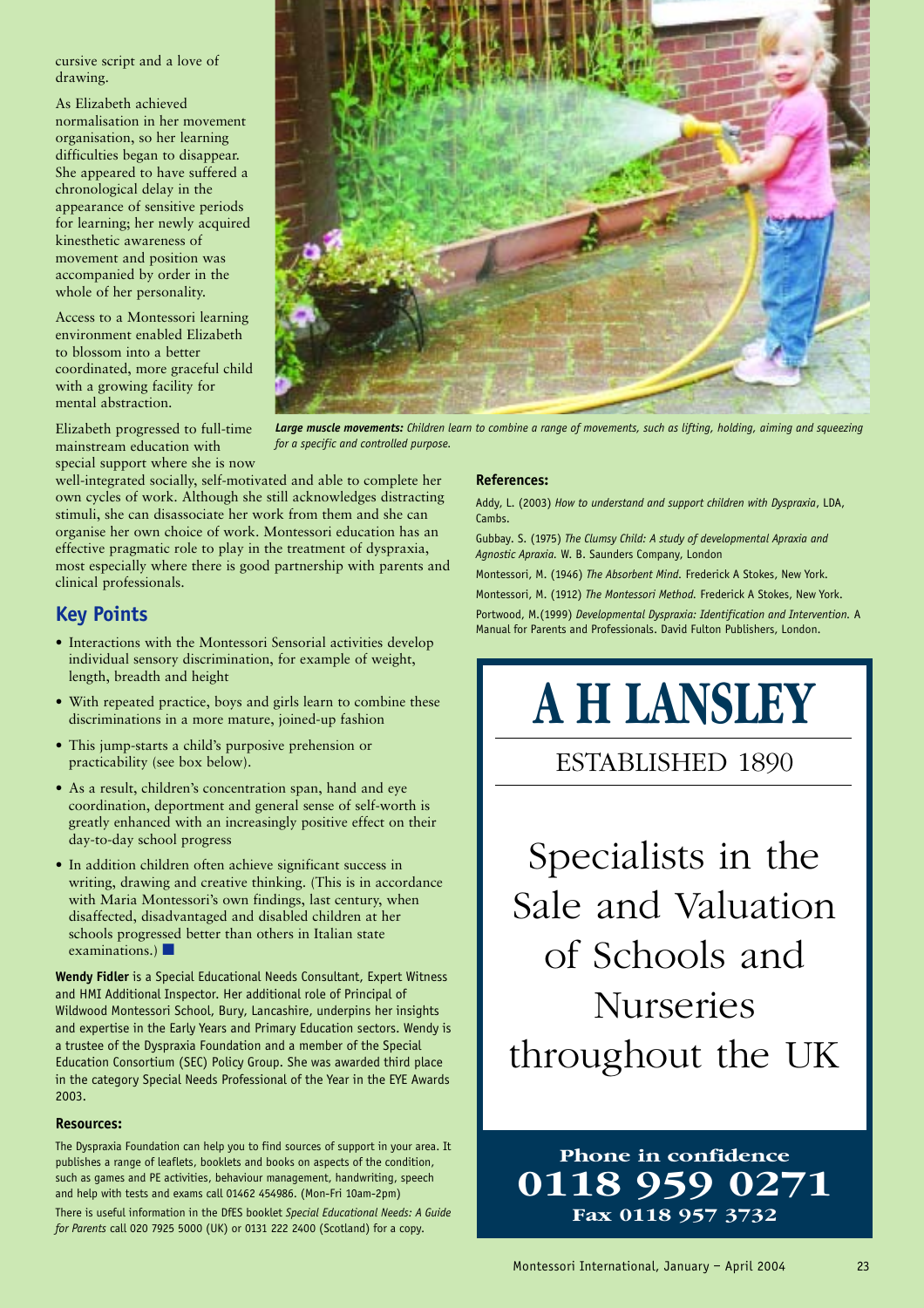cursive script and a love of drawing.

As Elizabeth achieved normalisation in her movement organisation, so her learning difficulties began to disappear. She appeared to have suffered a chronological delay in the appearance of sensitive periods for learning; her newly acquired kinesthetic awareness of movement and position was accompanied by order in the whole of her personality.

Access to a Montessori learning environment enabled Elizabeth to blossom into a better coordinated, more graceful child with a growing facility for mental abstraction.

Elizabeth progressed to full-time mainstream education with special support where she is now well-integrated socially, self-motivated and able to complete her own cycles of work. Although she still acknowledges distracting stimuli, she can disassociate her work from them and she can organise her own choice of work. Montessori education has an effective pragmatic role to play in the treatment of dyspraxia, most especially where there is good partnership with parents and clinical professionals.

***Large muscle movements:*** *Children learn to combine a range of movements, such as lifting, holding, aiming and squeezing for a specific and controlled purpose.*

## Key Points

- Interactions with the Montessori Sensorial activities develop individual sensory discrimination, for example of weight, length, breadth and height
- With repeated practice, boys and girls learn to combine these discriminations in a more mature, joined-up fashion
- This jump-starts a child's purposive prehension or practicability (see box below).
- As a result, children's concentration span, hand and eye coordination, deportment and general sense of self-worth is greatly enhanced with an increasingly positive effect on their day-to-day school progress
- In addition children often achieve significant success in writing, drawing and creative thinking. (This is in accordance with Maria Montessori's own findings, last century, when disaffected, disadvantaged and disabled children at her schools progressed better than others in Italian state examinations.) ■

**Wendy Fidler** is a Special Educational Needs Consultant, Expert Witness and HMI Additional Inspector. Her additional role of Principal of Wildwood Montessori School, Bury, Lancashire, underpins her insights and expertise in the Early Years and Primary Education sectors. Wendy is a trustee of the Dyspraxia Foundation and a member of the Special Education Consortium (SEC) Policy Group. She was awarded third place in the category Special Needs Professional of the Year in the EYE Awards 2003.

### Resources:

The Dyspraxia Foundation can help you to find sources of support in your area. It publishes a range of leaflets, booklets and books on aspects of the condition, such as games and PE activities, behaviour management, handwriting, speech and help with tests and exams call 01462 454986. (Mon-Fri 10am-2pm)

There is useful information in the DfES booklet *Special Educational Needs: A Guide for Parents* call 020 7925 5000 (UK) or 0131 222 2400 (Scotland) for a copy.

### References:

Addy, L. (2003) *How to understand and support children with Dyspraxia*, LDA, Cambs.

Gubbay. S. (1975) *The Clumsy Child: A study of developmental Apraxia and Agnostic Apraxia.* W. B. Saunders Company, London

Montessori, M. (1946) *The Absorbent Mind.* Frederick A Stokes, New York.

Montessori, M. (1912) *The Montessori Method.* Frederick A Stokes, New York.

Portwood, M.(1999) *Developmental Dyspraxia: Identification and Intervention.* A Manual for Parents and Professionals. David Fulton Publishers, London.

**A H LANSLEY**

ESTABLISHED 1890

Specialists in the Sale and Valuation of Schools and Nurseries throughout the UK

**Phone in confidence**
**0118 959 0271**
**Fax 0118 957 3732**